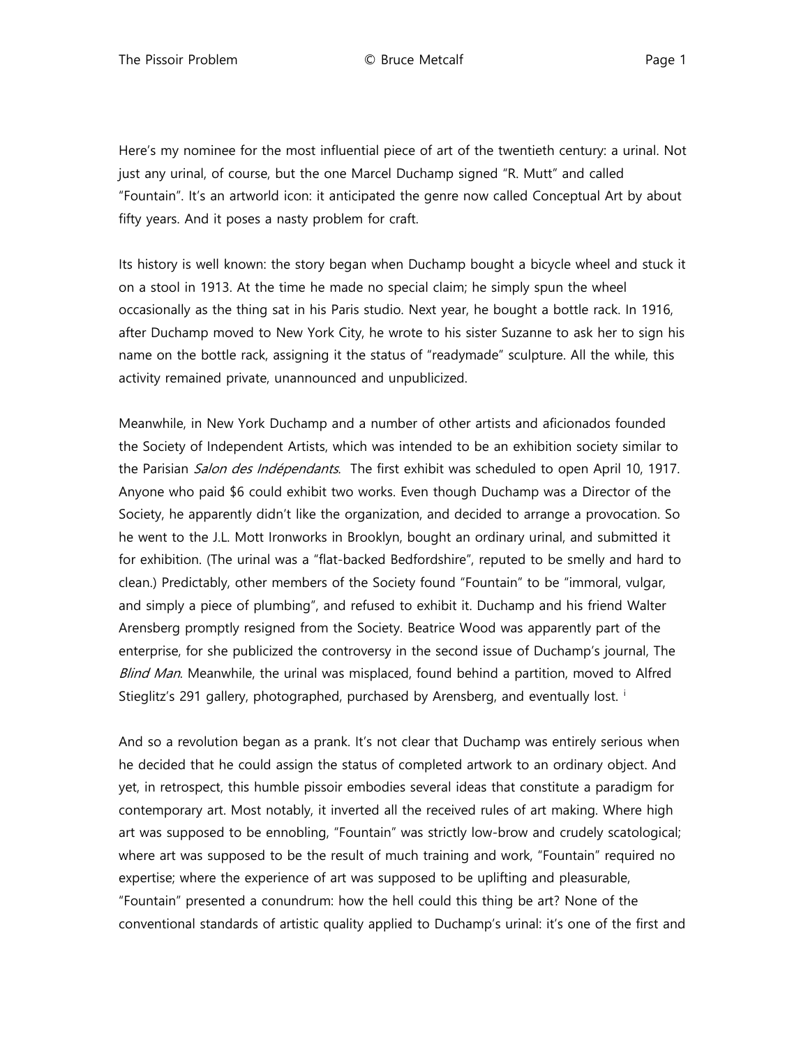Here's my nominee for the most influential piece of art of the twentieth century: a urinal. Not just any urinal, of course, but the one Marcel Duchamp signed "R. Mutt" and called "Fountain". It's an artworld icon: it anticipated the genre now called Conceptual Art by about fifty years. And it poses a nasty problem for craft.

Its history is well known: the story began when Duchamp bought a bicycle wheel and stuck it on a stool in 1913. At the time he made no special claim; he simply spun the wheel occasionally as the thing sat in his Paris studio. Next year, he bought a bottle rack. In 1916, after Duchamp moved to New York City, he wrote to his sister Suzanne to ask her to sign his name on the bottle rack, assigning it the status of "readymade" sculpture. All the while, this activity remained private, unannounced and unpublicized.

Meanwhile, in New York Duchamp and a number of other artists and aficionados founded the Society of Independent Artists, which was intended to be an exhibition society similar to the Parisian *Salon des Indépendants*. The first exhibit was scheduled to open April 10, 1917. Anyone who paid $6 could exhibit two works. Even though Duchamp was a Director of the Society, he apparently didn't like the organization, and decided to arrange a provocation. So he went to the J.L. Mott Ironworks in Brooklyn, bought an ordinary urinal, and submitted it for exhibition. (The urinal was a "flat-backed Bedfordshire", reputed to be smelly and hard to clean.) Predictably, other members of the Society found "Fountain" to be "immoral, vulgar, and simply a piece of plumbing", and refused to exhibit it. Duchamp and his friend Walter Arensberg promptly resigned from the Society. Beatrice Wood was apparently part of the enterprise, for she publicized the controversy in the second issue of Duchamp's journal, The *Blind Man*. Meanwhile, the urinal was misplaced, found behind a partition, moved to Alfred Stieglitz's 291 gallery, photographed, purchased by Arensberg, and eventually lost. [i]

And so a revolution began as a prank. It's not clear that Duchamp was entirely serious when he decided that he could assign the status of completed artwork to an ordinary object. And yet, in retrospect, this humble pissoir embodies several ideas that constitute a paradigm for contemporary art. Most notably, it inverted all the received rules of art making. Where high art was supposed to be ennobling, "Fountain" was strictly low-brow and crudely scatological; where art was supposed to be the result of much training and work, "Fountain" required no expertise; where the experience of art was supposed to be uplifting and pleasurable, "Fountain" presented a conundrum: how the hell could this thing be art? None of the conventional standards of artistic quality applied to Duchamp's urinal: it's one of the first and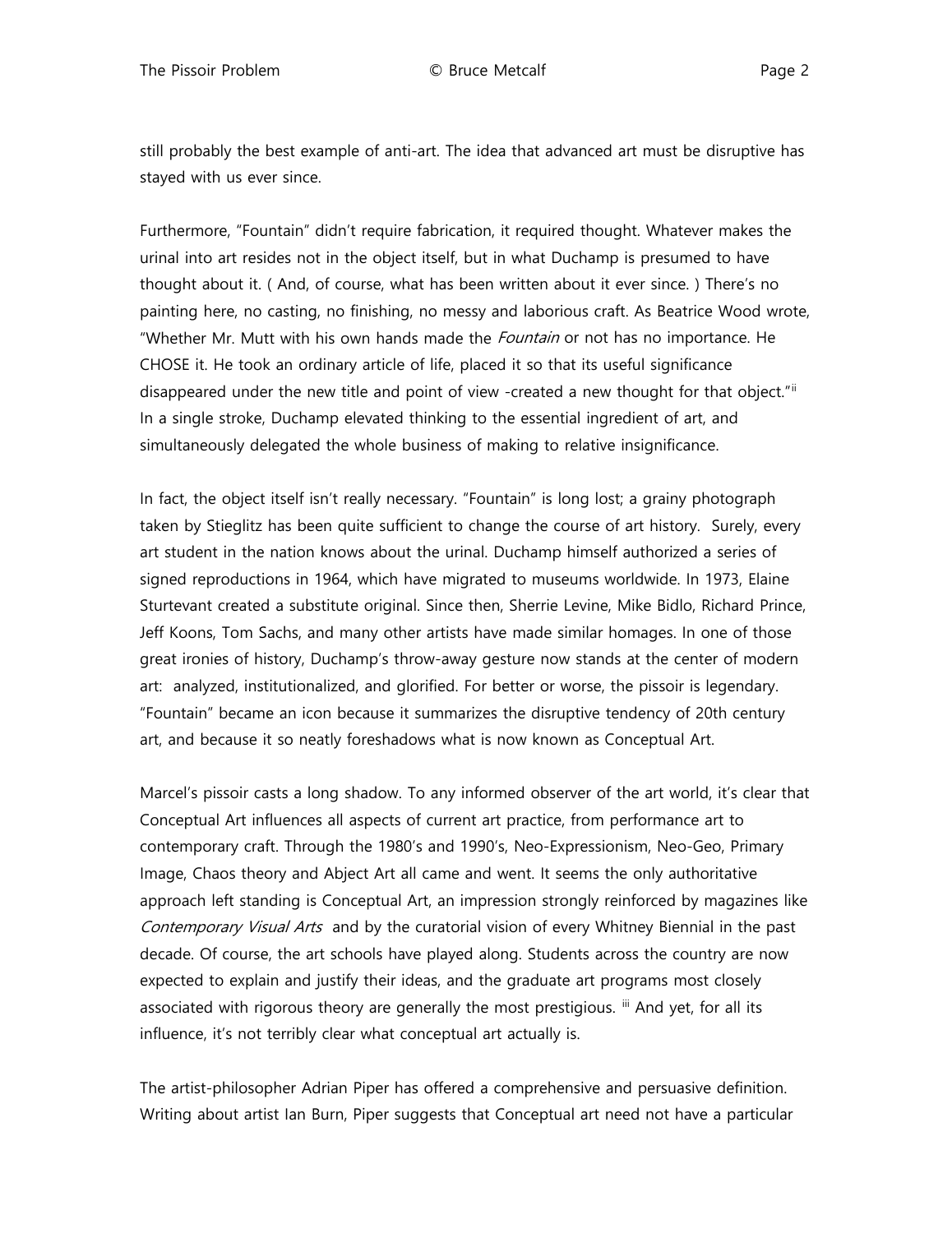still probably the best example of anti-art. The idea that advanced art must be disruptive has stayed with us ever since.

Furthermore, "Fountain" didn't require fabrication, it required thought. Whatever makes the urinal into art resides not in the object itself, but in what Duchamp is presumed to have thought about it. ( And, of course, what has been written about it ever since. ) There's no painting here, no casting, no finishing, no messy and laborious craft. As Beatrice Wood wrote, "Whether Mr. Mutt with his own hands made the *Fountain* or not has no importance. He CHOSE it. He took an ordinary article of life, placed it so that its useful significance disappeared under the new title and point of view -created a new thought for that object."[ii] In a single stroke, Duchamp elevated thinking to the essential ingredient of art, and simultaneously delegated the whole business of making to relative insignificance.

In fact, the object itself isn't really necessary. "Fountain" is long lost; a grainy photograph taken by Stieglitz has been quite sufficient to change the course of art history. Surely, every art student in the nation knows about the urinal. Duchamp himself authorized a series of signed reproductions in 1964, which have migrated to museums worldwide. In 1973, Elaine Sturtevant created a substitute original. Since then, Sherrie Levine, Mike Bidlo, Richard Prince, Jeff Koons, Tom Sachs, and many other artists have made similar homages. In one of those great ironies of history, Duchamp's throw-away gesture now stands at the center of modern art: analyzed, institutionalized, and glorified. For better or worse, the pissoir is legendary. "Fountain" became an icon because it summarizes the disruptive tendency of 20th century art, and because it so neatly foreshadows what is now known as Conceptual Art.

Marcel's pissoir casts a long shadow. To any informed observer of the art world, it's clear that Conceptual Art influences all aspects of current art practice, from performance art to contemporary craft. Through the 1980's and 1990's, Neo-Expressionism, Neo-Geo, Primary Image, Chaos theory and Abject Art all came and went. It seems the only authoritative approach left standing is Conceptual Art, an impression strongly reinforced by magazines like *Contemporary Visual Arts* and by the curatorial vision of every Whitney Biennial in the past decade. Of course, the art schools have played along. Students across the country are now expected to explain and justify their ideas, and the graduate art programs most closely associated with rigorous theory are generally the most prestigious. [iii] And yet, for all its influence, it's not terribly clear what conceptual art actually is.

The artist-philosopher Adrian Piper has offered a comprehensive and persuasive definition. Writing about artist Ian Burn, Piper suggests that Conceptual art need not have a particular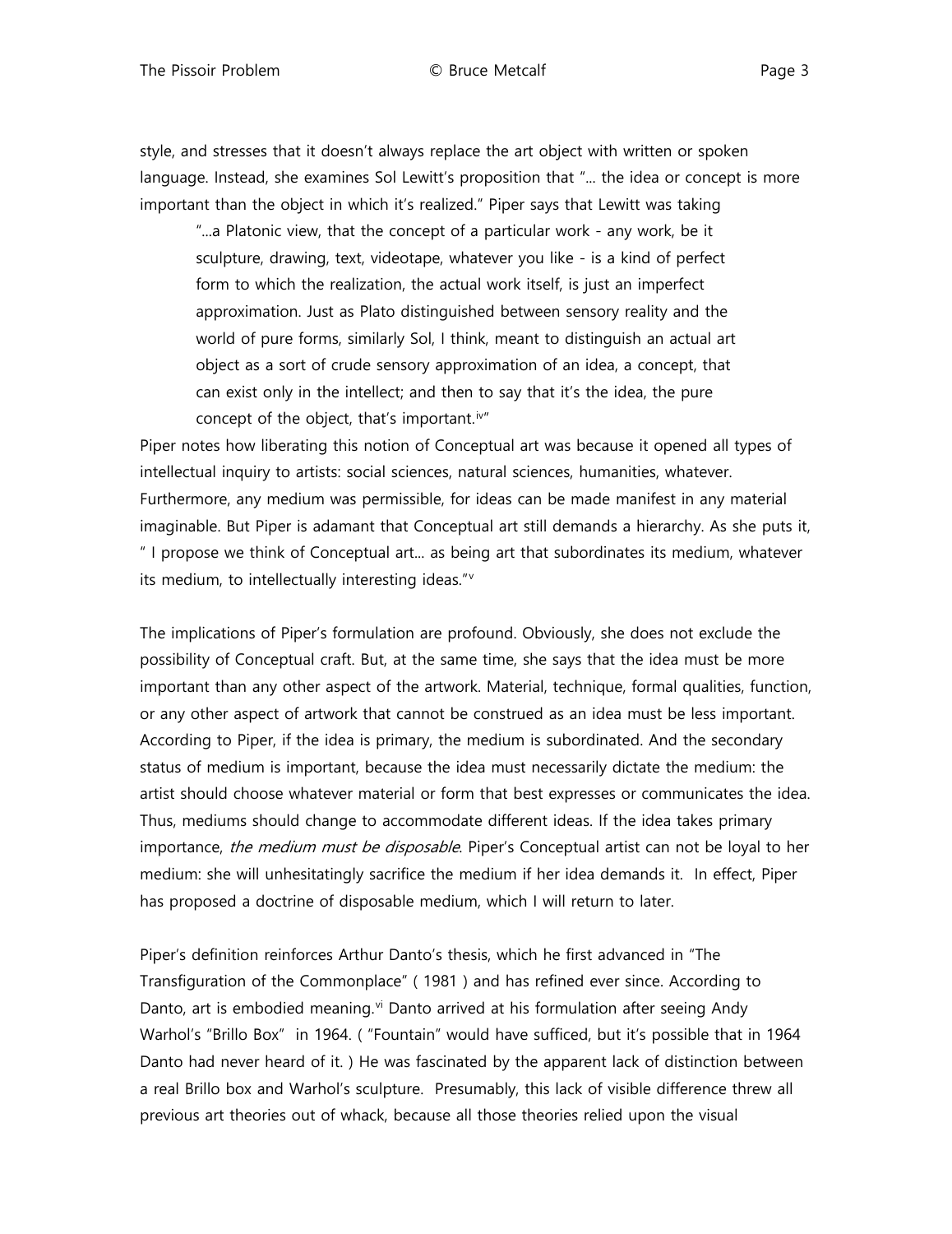style, and stresses that it doesn't always replace the art object with written or spoken language. Instead, she examines Sol Lewitt's proposition that "... the idea or concept is more important than the object in which it's realized." Piper says that Lewitt was taking

> "...a Platonic view, that the concept of a particular work - any work, be it sculpture, drawing, text, videotape, whatever you like - is a kind of perfect form to which the realization, the actual work itself, is just an imperfect approximation. Just as Plato distinguished between sensory reality and the world of pure forms, similarly Sol, I think, meant to distinguish an actual art object as a sort of crude sensory approximation of an idea, a concept, that can exist only in the intellect; and then to say that it's the idea, the pure concept of the object, that's important.[iv]"

Piper notes how liberating this notion of Conceptual art was because it opened all types of intellectual inquiry to artists: social sciences, natural sciences, humanities, whatever. Furthermore, any medium was permissible, for ideas can be made manifest in any material imaginable. But Piper is adamant that Conceptual art still demands a hierarchy. As she puts it, " I propose we think of Conceptual art... as being art that subordinates its medium, whatever its medium, to intellectually interesting ideas."[v]

The implications of Piper's formulation are profound. Obviously, she does not exclude the possibility of Conceptual craft. But, at the same time, she says that the idea must be more important than any other aspect of the artwork. Material, technique, formal qualities, function, or any other aspect of artwork that cannot be construed as an idea must be less important. According to Piper, if the idea is primary, the medium is subordinated. And the secondary status of medium is important, because the idea must necessarily dictate the medium: the artist should choose whatever material or form that best expresses or communicates the idea. Thus, mediums should change to accommodate different ideas. If the idea takes primary importance, *the medium must be disposable*. Piper's Conceptual artist can not be loyal to her medium: she will unhesitatingly sacrifice the medium if her idea demands it. In effect, Piper has proposed a doctrine of disposable medium, which I will return to later.

Piper's definition reinforces Arthur Danto's thesis, which he first advanced in "The Transfiguration of the Commonplace" ( 1981 ) and has refined ever since. According to Danto, art is embodied meaning.[vi] Danto arrived at his formulation after seeing Andy Warhol's "Brillo Box" in 1964. ( "Fountain" would have sufficed, but it's possible that in 1964 Danto had never heard of it. ) He was fascinated by the apparent lack of distinction between a real Brillo box and Warhol's sculpture. Presumably, this lack of visible difference threw all previous art theories out of whack, because all those theories relied upon the visual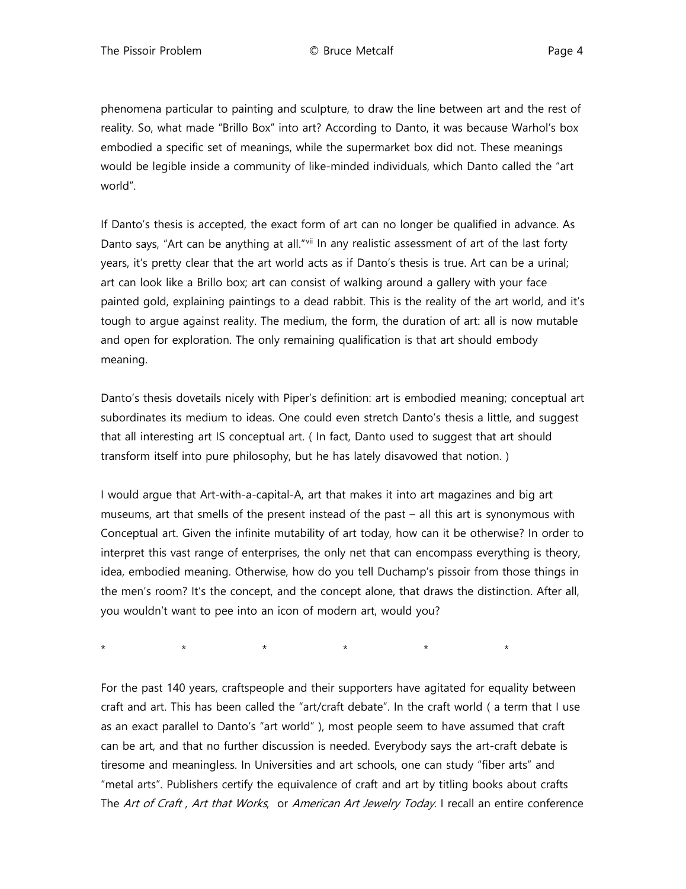phenomena particular to painting and sculpture, to draw the line between art and the rest of reality. So, what made "Brillo Box" into art? According to Danto, it was because Warhol's box embodied a specific set of meanings, while the supermarket box did not. These meanings would be legible inside a community of like-minded individuals, which Danto called the "art world".

If Danto's thesis is accepted, the exact form of art can no longer be qualified in advance. As Danto says, "Art can be anything at all."[vii] In any realistic assessment of art of the last forty years, it's pretty clear that the art world acts as if Danto's thesis is true. Art can be a urinal; art can look like a Brillo box; art can consist of walking around a gallery with your face painted gold, explaining paintings to a dead rabbit. This is the reality of the art world, and it's tough to argue against reality. The medium, the form, the duration of art: all is now mutable and open for exploration. The only remaining qualification is that art should embody meaning.

Danto's thesis dovetails nicely with Piper's definition: art is embodied meaning; conceptual art subordinates its medium to ideas. One could even stretch Danto's thesis a little, and suggest that all interesting art IS conceptual art. ( In fact, Danto used to suggest that art should transform itself into pure philosophy, but he has lately disavowed that notion. )

I would argue that Art-with-a-capital-A, art that makes it into art magazines and big art museums, art that smells of the present instead of the past – all this art is synonymous with Conceptual art. Given the infinite mutability of art today, how can it be otherwise? In order to interpret this vast range of enterprises, the only net that can encompass everything is theory, idea, embodied meaning. Otherwise, how do you tell Duchamp's pissoir from those things in the men's room? It's the concept, and the concept alone, that draws the distinction. After all, you wouldn't want to pee into an icon of modern art, would you?

\* \* \* \* \* \*

For the past 140 years, craftspeople and their supporters have agitated for equality between craft and art. This has been called the "art/craft debate". In the craft world ( a term that I use as an exact parallel to Danto's "art world" ), most people seem to have assumed that craft can be art, and that no further discussion is needed. Everybody says the art-craft debate is tiresome and meaningless. In Universities and art schools, one can study "fiber arts" and "metal arts". Publishers certify the equivalence of craft and art by titling books about crafts The *Art of Craft* , *Art that Works*, or *American Art Jewelry Today.* I recall an entire conference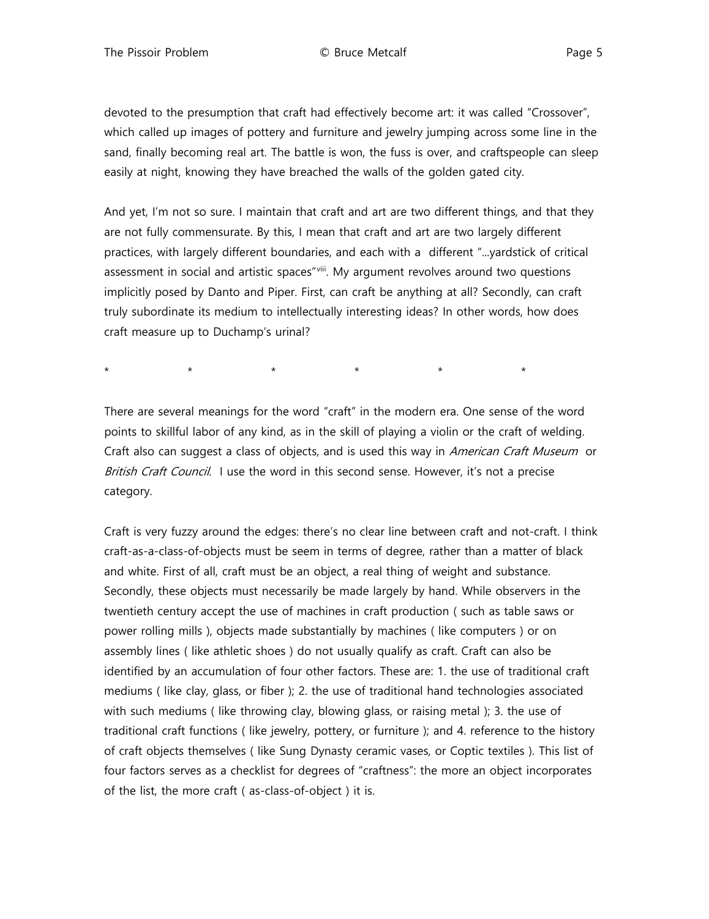devoted to the presumption that craft had effectively become art: it was called "Crossover", which called up images of pottery and furniture and jewelry jumping across some line in the sand, finally becoming real art. The battle is won, the fuss is over, and craftspeople can sleep easily at night, knowing they have breached the walls of the golden gated city.

And yet, I'm not so sure. I maintain that craft and art are two different things, and that they are not fully commensurate. By this, I mean that craft and art are two largely different practices, with largely different boundaries, and each with a different "...yardstick of critical assessment in social and artistic spaces"[viii]. My argument revolves around two questions implicitly posed by Danto and Piper. First, can craft be anything at all? Secondly, can craft truly subordinate its medium to intellectually interesting ideas? In other words, how does craft measure up to Duchamp's urinal?

\*   \*   \*   \*   \*   \*

There are several meanings for the word "craft" in the modern era. One sense of the word points to skillful labor of any kind, as in the skill of playing a violin or the craft of welding. Craft also can suggest a class of objects, and is used this way in *American Craft Museum* or *British Craft Council*. I use the word in this second sense. However, it's not a precise category.

Craft is very fuzzy around the edges: there's no clear line between craft and not-craft. I think craft-as-a-class-of-objects must be seem in terms of degree, rather than a matter of black and white. First of all, craft must be an object, a real thing of weight and substance. Secondly, these objects must necessarily be made largely by hand. While observers in the twentieth century accept the use of machines in craft production ( such as table saws or power rolling mills ), objects made substantially by machines ( like computers ) or on assembly lines ( like athletic shoes ) do not usually qualify as craft. Craft can also be identified by an accumulation of four other factors. These are: 1. the use of traditional craft mediums ( like clay, glass, or fiber ); 2. the use of traditional hand technologies associated with such mediums ( like throwing clay, blowing glass, or raising metal ); 3. the use of traditional craft functions ( like jewelry, pottery, or furniture ); and 4. reference to the history of craft objects themselves ( like Sung Dynasty ceramic vases, or Coptic textiles ). This list of four factors serves as a checklist for degrees of "craftness": the more an object incorporates of the list, the more craft ( as-class-of-object ) it is.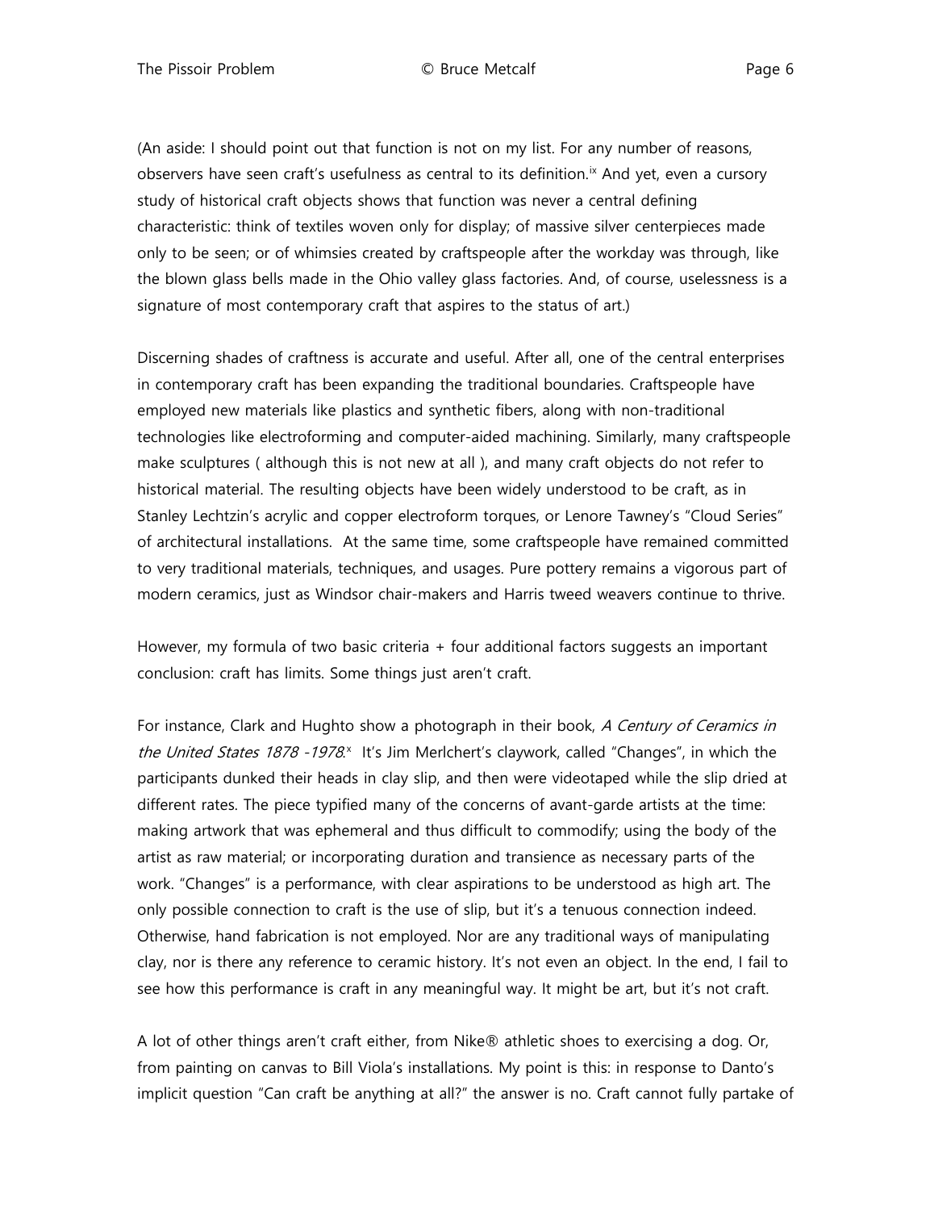(An aside: I should point out that function is not on my list. For any number of reasons, observers have seen craft's usefulness as central to its definition.[ix] And yet, even a cursory study of historical craft objects shows that function was never a central defining characteristic: think of textiles woven only for display; of massive silver centerpieces made only to be seen; or of whimsies created by craftspeople after the workday was through, like the blown glass bells made in the Ohio valley glass factories. And, of course, uselessness is a signature of most contemporary craft that aspires to the status of art.)

Discerning shades of craftness is accurate and useful. After all, one of the central enterprises in contemporary craft has been expanding the traditional boundaries. Craftspeople have employed new materials like plastics and synthetic fibers, along with non-traditional technologies like electroforming and computer-aided machining. Similarly, many craftspeople make sculptures ( although this is not new at all ), and many craft objects do not refer to historical material. The resulting objects have been widely understood to be craft, as in Stanley Lechtzin's acrylic and copper electroform torques, or Lenore Tawney's "Cloud Series" of architectural installations. At the same time, some craftspeople have remained committed to very traditional materials, techniques, and usages. Pure pottery remains a vigorous part of modern ceramics, just as Windsor chair-makers and Harris tweed weavers continue to thrive.

However, my formula of two basic criteria + four additional factors suggests an important conclusion: craft has limits. Some things just aren't craft.

For instance, Clark and Hughto show a photograph in their book, *A Century of Ceramics in the United States 1878 -1978*.[x] It's Jim Merlchert's claywork, called "Changes", in which the participants dunked their heads in clay slip, and then were videotaped while the slip dried at different rates. The piece typified many of the concerns of avant-garde artists at the time: making artwork that was ephemeral and thus difficult to commodify; using the body of the artist as raw material; or incorporating duration and transience as necessary parts of the work. "Changes" is a performance, with clear aspirations to be understood as high art. The only possible connection to craft is the use of slip, but it's a tenuous connection indeed. Otherwise, hand fabrication is not employed. Nor are any traditional ways of manipulating clay, nor is there any reference to ceramic history. It's not even an object. In the end, I fail to see how this performance is craft in any meaningful way. It might be art, but it's not craft.

A lot of other things aren't craft either, from Nike® athletic shoes to exercising a dog. Or, from painting on canvas to Bill Viola's installations. My point is this: in response to Danto's implicit question "Can craft be anything at all?" the answer is no. Craft cannot fully partake of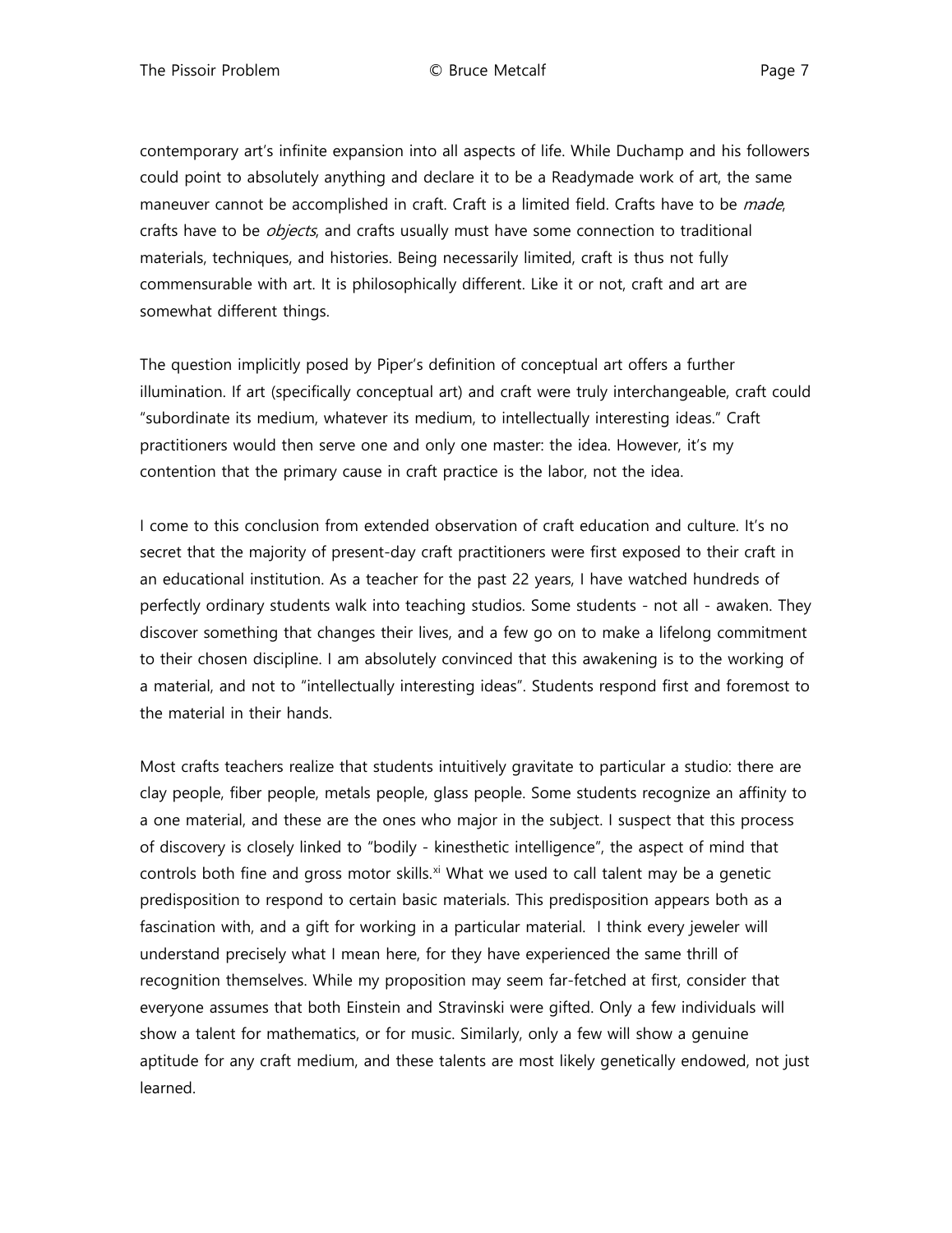contemporary art's infinite expansion into all aspects of life. While Duchamp and his followers could point to absolutely anything and declare it to be a Readymade work of art, the same maneuver cannot be accomplished in craft. Craft is a limited field. Crafts have to be *made*, crafts have to be *objects*, and crafts usually must have some connection to traditional materials, techniques, and histories. Being necessarily limited, craft is thus not fully commensurable with art. It is philosophically different. Like it or not, craft and art are somewhat different things.

The question implicitly posed by Piper's definition of conceptual art offers a further illumination. If art (specifically conceptual art) and craft were truly interchangeable, craft could "subordinate its medium, whatever its medium, to intellectually interesting ideas." Craft practitioners would then serve one and only one master: the idea. However, it's my contention that the primary cause in craft practice is the labor, not the idea.

I come to this conclusion from extended observation of craft education and culture. It's no secret that the majority of present-day craft practitioners were first exposed to their craft in an educational institution. As a teacher for the past 22 years, I have watched hundreds of perfectly ordinary students walk into teaching studios. Some students - not all - awaken. They discover something that changes their lives, and a few go on to make a lifelong commitment to their chosen discipline. I am absolutely convinced that this awakening is to the working of a material, and not to "intellectually interesting ideas". Students respond first and foremost to the material in their hands.

Most crafts teachers realize that students intuitively gravitate to particular a studio: there are clay people, fiber people, metals people, glass people. Some students recognize an affinity to a one material, and these are the ones who major in the subject. I suspect that this process of discovery is closely linked to "bodily - kinesthetic intelligence", the aspect of mind that controls both fine and gross motor skills.[xi] What we used to call talent may be a genetic predisposition to respond to certain basic materials. This predisposition appears both as a fascination with, and a gift for working in a particular material. I think every jeweler will understand precisely what I mean here, for they have experienced the same thrill of recognition themselves. While my proposition may seem far-fetched at first, consider that everyone assumes that both Einstein and Stravinski were gifted. Only a few individuals will show a talent for mathematics, or for music. Similarly, only a few will show a genuine aptitude for any craft medium, and these talents are most likely genetically endowed, not just learned.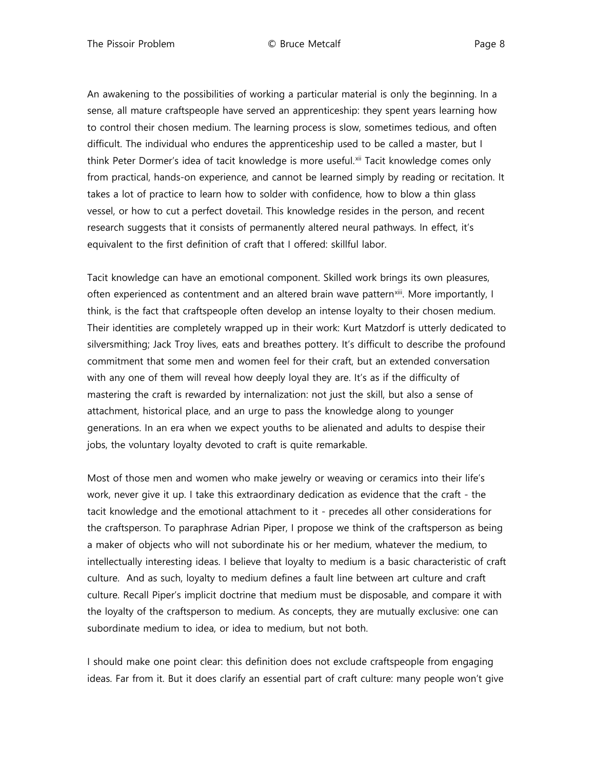An awakening to the possibilities of working a particular material is only the beginning. In a sense, all mature craftspeople have served an apprenticeship: they spent years learning how to control their chosen medium. The learning process is slow, sometimes tedious, and often difficult. The individual who endures the apprenticeship used to be called a master, but I think Peter Dormer's idea of tacit knowledge is more useful.[xii] Tacit knowledge comes only from practical, hands-on experience, and cannot be learned simply by reading or recitation. It takes a lot of practice to learn how to solder with confidence, how to blow a thin glass vessel, or how to cut a perfect dovetail. This knowledge resides in the person, and recent research suggests that it consists of permanently altered neural pathways. In effect, it's equivalent to the first definition of craft that I offered: skillful labor.

Tacit knowledge can have an emotional component. Skilled work brings its own pleasures, often experienced as contentment and an altered brain wave pattern[xiii]. More importantly, I think, is the fact that craftspeople often develop an intense loyalty to their chosen medium. Their identities are completely wrapped up in their work: Kurt Matzdorf is utterly dedicated to silversmithing; Jack Troy lives, eats and breathes pottery. It's difficult to describe the profound commitment that some men and women feel for their craft, but an extended conversation with any one of them will reveal how deeply loyal they are. It's as if the difficulty of mastering the craft is rewarded by internalization: not just the skill, but also a sense of attachment, historical place, and an urge to pass the knowledge along to younger generations. In an era when we expect youths to be alienated and adults to despise their jobs, the voluntary loyalty devoted to craft is quite remarkable.

Most of those men and women who make jewelry or weaving or ceramics into their life's work, never give it up. I take this extraordinary dedication as evidence that the craft - the tacit knowledge and the emotional attachment to it - precedes all other considerations for the craftsperson. To paraphrase Adrian Piper, I propose we think of the craftsperson as being a maker of objects who will not subordinate his or her medium, whatever the medium, to intellectually interesting ideas. I believe that loyalty to medium is a basic characteristic of craft culture. And as such, loyalty to medium defines a fault line between art culture and craft culture. Recall Piper's implicit doctrine that medium must be disposable, and compare it with the loyalty of the craftsperson to medium. As concepts, they are mutually exclusive: one can subordinate medium to idea, or idea to medium, but not both.

I should make one point clear: this definition does not exclude craftspeople from engaging ideas. Far from it. But it does clarify an essential part of craft culture: many people won't give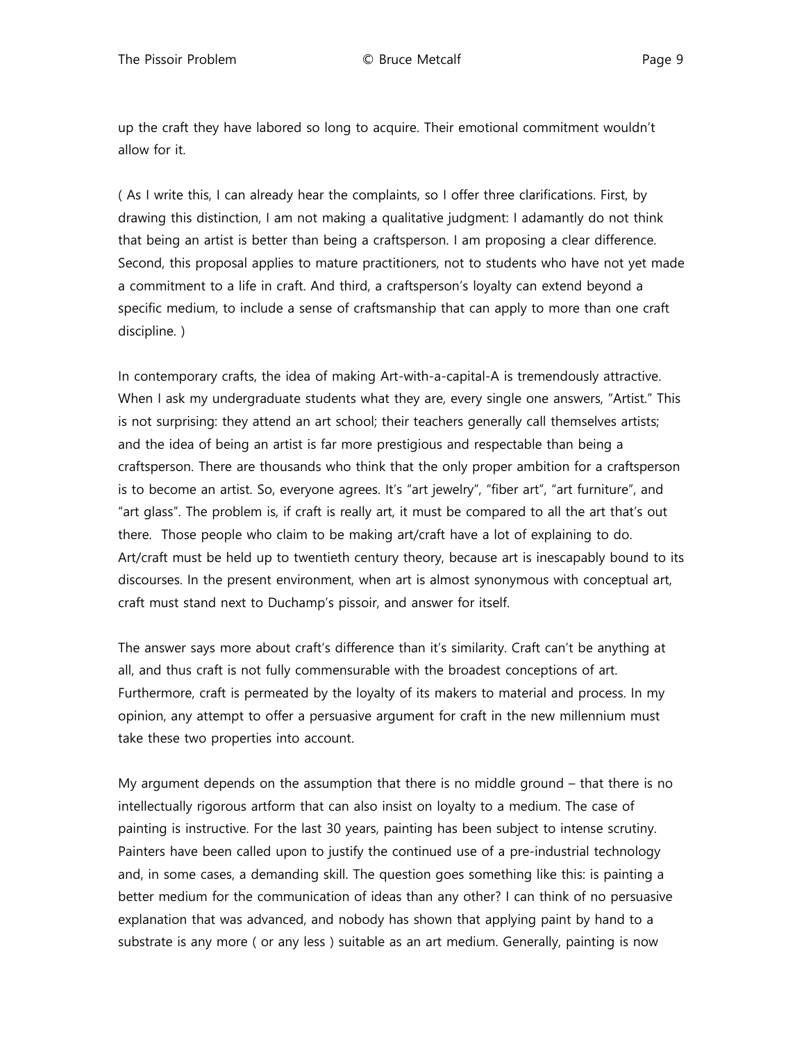up the craft they have labored so long to acquire. Their emotional commitment wouldn't allow for it.

( As I write this, I can already hear the complaints, so I offer three clarifications. First, by drawing this distinction, I am not making a qualitative judgment: I adamantly do not think that being an artist is better than being a craftsperson. I am proposing a clear difference. Second, this proposal applies to mature practitioners, not to students who have not yet made a commitment to a life in craft. And third, a craftsperson's loyalty can extend beyond a specific medium, to include a sense of craftsmanship that can apply to more than one craft discipline. )

In contemporary crafts, the idea of making Art-with-a-capital-A is tremendously attractive. When I ask my undergraduate students what they are, every single one answers, "Artist." This is not surprising: they attend an art school; their teachers generally call themselves artists; and the idea of being an artist is far more prestigious and respectable than being a craftsperson. There are thousands who think that the only proper ambition for a craftsperson is to become an artist. So, everyone agrees. It's "art jewelry", "fiber art", "art furniture", and "art glass". The problem is, if craft is really art, it must be compared to all the art that's out there. Those people who claim to be making art/craft have a lot of explaining to do. Art/craft must be held up to twentieth century theory, because art is inescapably bound to its discourses. In the present environment, when art is almost synonymous with conceptual art, craft must stand next to Duchamp's pissoir, and answer for itself.

The answer says more about craft's difference than it's similarity. Craft can't be anything at all, and thus craft is not fully commensurable with the broadest conceptions of art. Furthermore, craft is permeated by the loyalty of its makers to material and process. In my opinion, any attempt to offer a persuasive argument for craft in the new millennium must take these two properties into account.

My argument depends on the assumption that there is no middle ground – that there is no intellectually rigorous artform that can also insist on loyalty to a medium. The case of painting is instructive. For the last 30 years, painting has been subject to intense scrutiny. Painters have been called upon to justify the continued use of a pre-industrial technology and, in some cases, a demanding skill. The question goes something like this: is painting a better medium for the communication of ideas than any other? I can think of no persuasive explanation that was advanced, and nobody has shown that applying paint by hand to a substrate is any more ( or any less ) suitable as an art medium. Generally, painting is now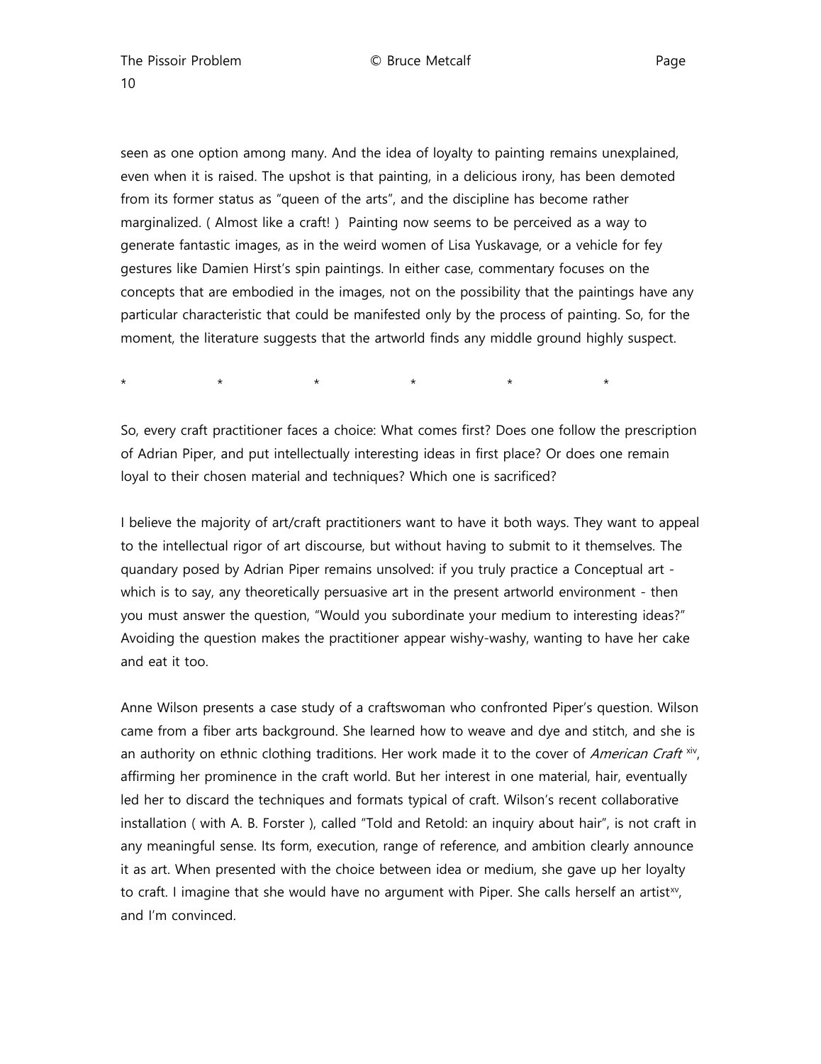seen as one option among many. And the idea of loyalty to painting remains unexplained, even when it is raised. The upshot is that painting, in a delicious irony, has been demoted from its former status as "queen of the arts", and the discipline has become rather marginalized. ( Almost like a craft! ) Painting now seems to be perceived as a way to generate fantastic images, as in the weird women of Lisa Yuskavage, or a vehicle for fey gestures like Damien Hirst's spin paintings. In either case, commentary focuses on the concepts that are embodied in the images, not on the possibility that the paintings have any particular characteristic that could be manifested only by the process of painting. So, for the moment, the literature suggests that the artworld finds any middle ground highly suspect.

\* \* \* \* \* \*

So, every craft practitioner faces a choice: What comes first? Does one follow the prescription of Adrian Piper, and put intellectually interesting ideas in first place? Or does one remain loyal to their chosen material and techniques? Which one is sacrificed?

I believe the majority of art/craft practitioners want to have it both ways. They want to appeal to the intellectual rigor of art discourse, but without having to submit to it themselves. The quandary posed by Adrian Piper remains unsolved: if you truly practice a Conceptual art - which is to say, any theoretically persuasive art in the present artworld environment - then you must answer the question, "Would you subordinate your medium to interesting ideas?" Avoiding the question makes the practitioner appear wishy-washy, wanting to have her cake and eat it too.

Anne Wilson presents a case study of a craftswoman who confronted Piper's question. Wilson came from a fiber arts background. She learned how to weave and dye and stitch, and she is an authority on ethnic clothing traditions. Her work made it to the cover of *American Craft* [xiv], affirming her prominence in the craft world. But her interest in one material, hair, eventually led her to discard the techniques and formats typical of craft. Wilson's recent collaborative installation ( with A. B. Forster ), called "Told and Retold: an inquiry about hair", is not craft in any meaningful sense. Its form, execution, range of reference, and ambition clearly announce it as art. When presented with the choice between idea or medium, she gave up her loyalty to craft. I imagine that she would have no argument with Piper. She calls herself an artist[xv], and I'm convinced.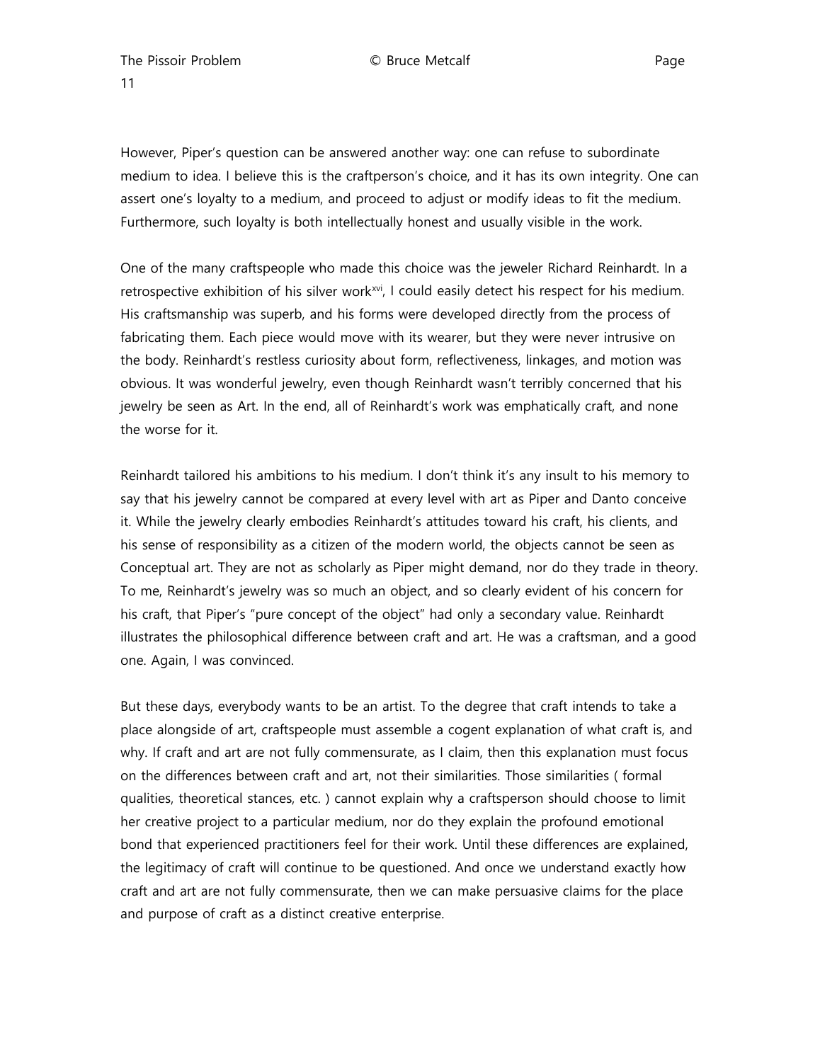However, Piper's question can be answered another way: one can refuse to subordinate medium to idea. I believe this is the craftperson's choice, and it has its own integrity. One can assert one's loyalty to a medium, and proceed to adjust or modify ideas to fit the medium. Furthermore, such loyalty is both intellectually honest and usually visible in the work.

One of the many craftspeople who made this choice was the jeweler Richard Reinhardt. In a retrospective exhibition of his silver work[xvi], I could easily detect his respect for his medium. His craftsmanship was superb, and his forms were developed directly from the process of fabricating them. Each piece would move with its wearer, but they were never intrusive on the body. Reinhardt's restless curiosity about form, reflectiveness, linkages, and motion was obvious. It was wonderful jewelry, even though Reinhardt wasn't terribly concerned that his jewelry be seen as Art. In the end, all of Reinhardt's work was emphatically craft, and none the worse for it.

Reinhardt tailored his ambitions to his medium. I don't think it's any insult to his memory to say that his jewelry cannot be compared at every level with art as Piper and Danto conceive it. While the jewelry clearly embodies Reinhardt's attitudes toward his craft, his clients, and his sense of responsibility as a citizen of the modern world, the objects cannot be seen as Conceptual art. They are not as scholarly as Piper might demand, nor do they trade in theory. To me, Reinhardt's jewelry was so much an object, and so clearly evident of his concern for his craft, that Piper's "pure concept of the object" had only a secondary value. Reinhardt illustrates the philosophical difference between craft and art. He was a craftsman, and a good one. Again, I was convinced.

But these days, everybody wants to be an artist. To the degree that craft intends to take a place alongside of art, craftspeople must assemble a cogent explanation of what craft is, and why. If craft and art are not fully commensurate, as I claim, then this explanation must focus on the differences between craft and art, not their similarities. Those similarities ( formal qualities, theoretical stances, etc. ) cannot explain why a craftsperson should choose to limit her creative project to a particular medium, nor do they explain the profound emotional bond that experienced practitioners feel for their work. Until these differences are explained, the legitimacy of craft will continue to be questioned. And once we understand exactly how craft and art are not fully commensurate, then we can make persuasive claims for the place and purpose of craft as a distinct creative enterprise.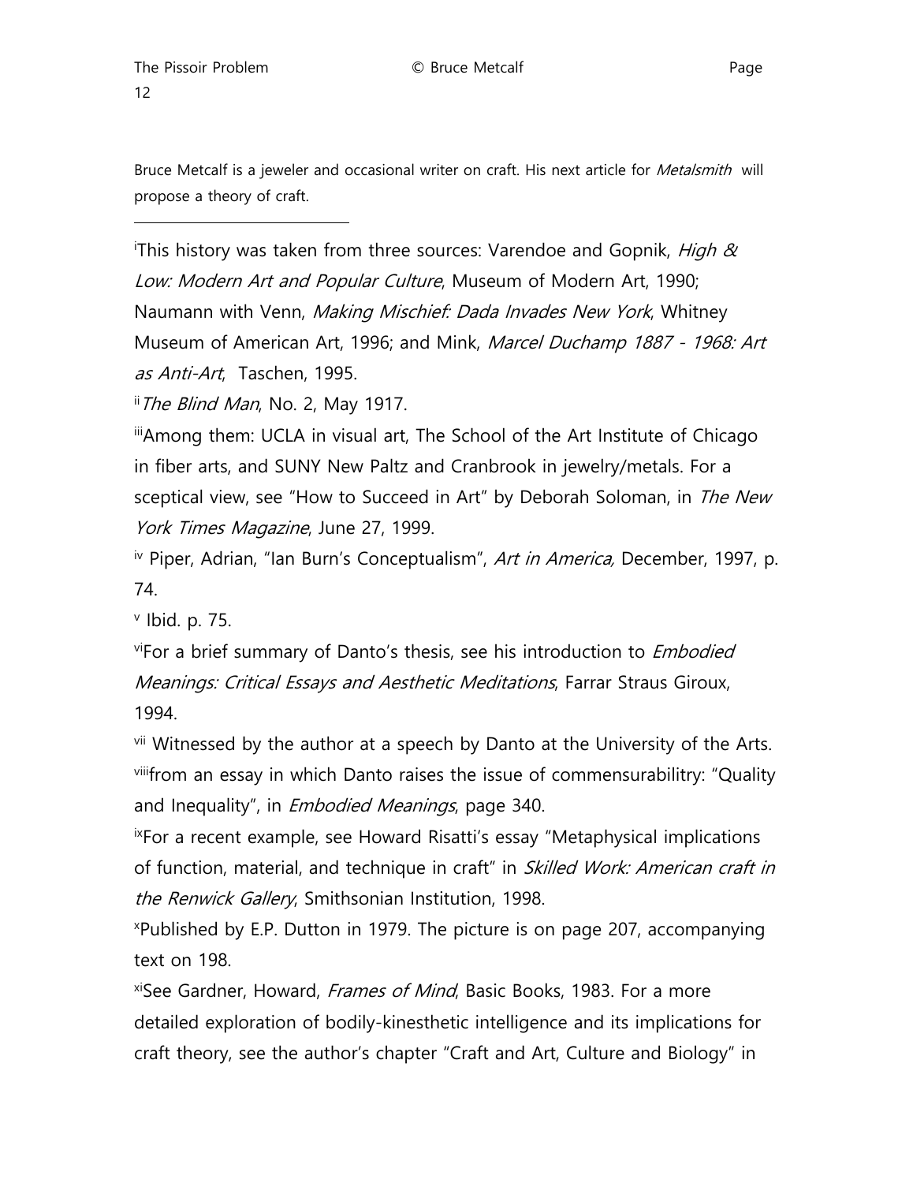Bruce Metcalf is a jeweler and occasional writer on craft. His next article for *Metalsmith* will propose a theory of craft.

---

[i]This history was taken from three sources: Varendoe and Gopnik, *High & Low: Modern Art and Popular Culture*, Museum of Modern Art, 1990; Naumann with Venn, *Making Mischief: Dada Invades New York*, Whitney Museum of American Art, 1996; and Mink, *Marcel Duchamp 1887 - 1968: Art as Anti-Art*, Taschen, 1995.

[ii]*The Blind Man*, No. 2, May 1917.

[iii]Among them: UCLA in visual art, The School of the Art Institute of Chicago in fiber arts, and SUNY New Paltz and Cranbrook in jewelry/metals. For a sceptical view, see "How to Succeed in Art" by Deborah Soloman, in *The New York Times Magazine*, June 27, 1999.

[iv] Piper, Adrian, "Ian Burn's Conceptualism", *Art in America,* December, 1997, p. 74.

[v] Ibid. p. 75.

[vi]For a brief summary of Danto's thesis, see his introduction to *Embodied Meanings: Critical Essays and Aesthetic Meditations*, Farrar Straus Giroux, 1994.

[vii] Witnessed by the author at a speech by Danto at the University of the Arts.

[viii]from an essay in which Danto raises the issue of commensurabilitry: "Quality and Inequality", in *Embodied Meanings*, page 340.

[ix]For a recent example, see Howard Risatti's essay "Metaphysical implications of function, material, and technique in craft" in *Skilled Work: American craft in the Renwick Gallery*, Smithsonian Institution, 1998.

[x]Published by E.P. Dutton in 1979. The picture is on page 207, accompanying text on 198.

[xi]See Gardner, Howard, *Frames of Mind*, Basic Books, 1983. For a more detailed exploration of bodily-kinesthetic intelligence and its implications for craft theory, see the author's chapter "Craft and Art, Culture and Biology" in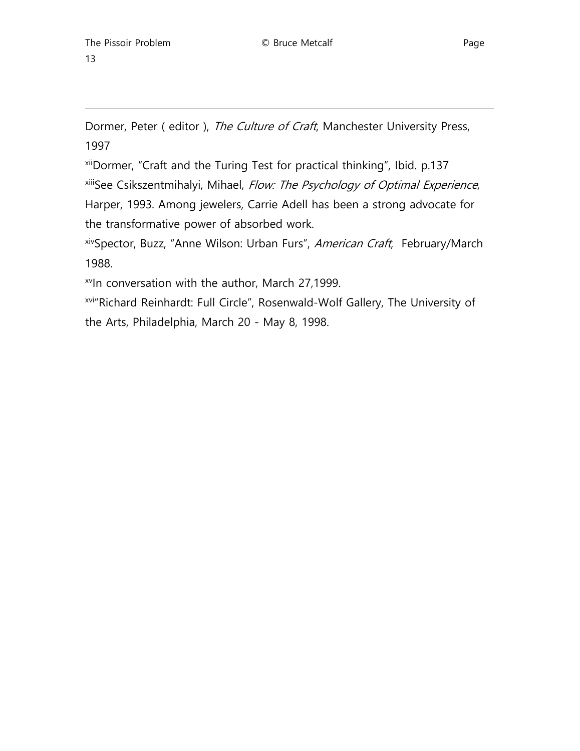Dormer, Peter ( editor ), *The Culture of Craft*, Manchester University Press, 1997

[xii]Dormer, "Craft and the Turing Test for practical thinking", Ibid. p.137

[xiii]See Csikszentmihalyi, Mihael, *Flow: The Psychology of Optimal Experience*, Harper, 1993. Among jewelers, Carrie Adell has been a strong advocate for the transformative power of absorbed work.

[xiv]Spector, Buzz, "Anne Wilson: Urban Furs", *American Craft*, February/March 1988.

[xv]In conversation with the author, March 27,1999.

[xvi]"Richard Reinhardt: Full Circle", Rosenwald-Wolf Gallery, The University of the Arts, Philadelphia, March 20 - May 8, 1998.